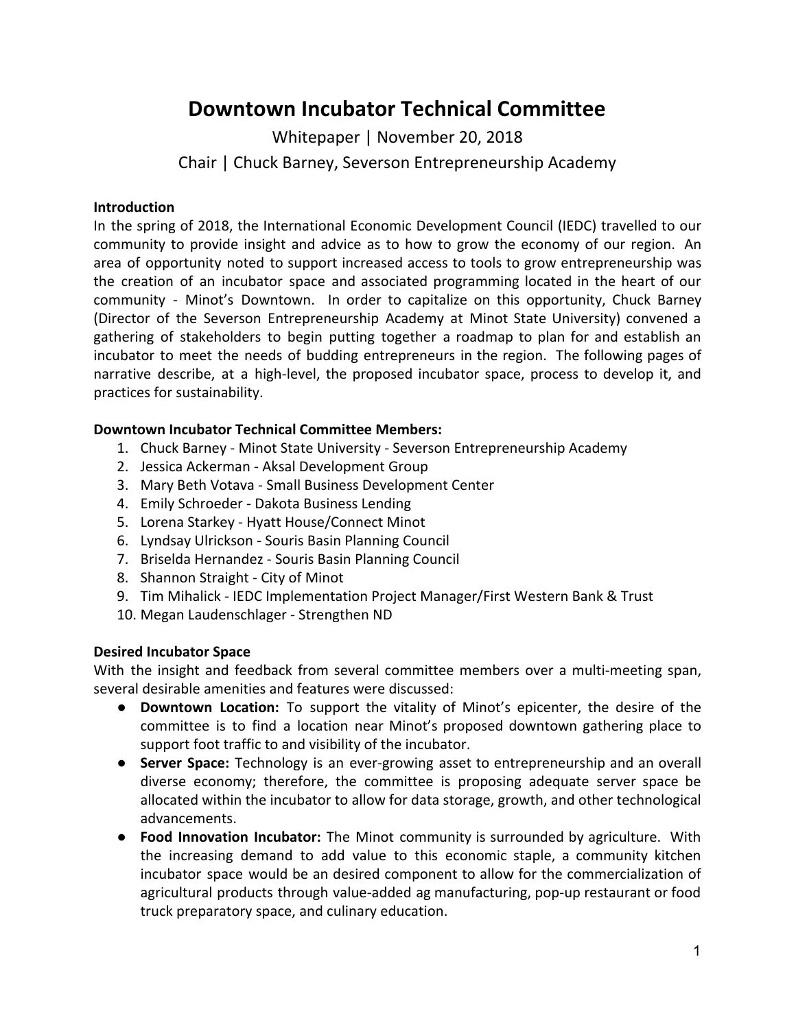# Downtown Incubator Technical Committee

Whitepaper | November 20, 2018

Chair | Chuck Barney, Severson Entrepreneurship Academy

**Introduction**

In the spring of 2018, the International Economic Development Council (IEDC) travelled to our community to provide insight and advice as to how to grow the economy of our region. An area of opportunity noted to support increased access to tools to grow entrepreneurship was the creation of an incubator space and associated programming located in the heart of our community - Minot's Downtown. In order to capitalize on this opportunity, Chuck Barney (Director of the Severson Entrepreneurship Academy at Minot State University) convened a gathering of stakeholders to begin putting together a roadmap to plan for and establish an incubator to meet the needs of budding entrepreneurs in the region. The following pages of narrative describe, at a high-level, the proposed incubator space, process to develop it, and practices for sustainability.

**Downtown Incubator Technical Committee Members:**

1. Chuck Barney - Minot State University - Severson Entrepreneurship Academy
2. Jessica Ackerman - Aksal Development Group
3. Mary Beth Votava - Small Business Development Center
4. Emily Schroeder - Dakota Business Lending
5. Lorena Starkey - Hyatt House/Connect Minot
6. Lyndsay Ulrickson - Souris Basin Planning Council
7. Briselda Hernandez - Souris Basin Planning Council
8. Shannon Straight - City of Minot
9. Tim Mihalick - IEDC Implementation Project Manager/First Western Bank & Trust
10. Megan Laudenschlager - Strengthen ND

**Desired Incubator Space**

With the insight and feedback from several committee members over a multi-meeting span, several desirable amenities and features were discussed:

- **Downtown Location:** To support the vitality of Minot's epicenter, the desire of the committee is to find a location near Minot's proposed downtown gathering place to support foot traffic to and visibility of the incubator.
- **Server Space:** Technology is an ever-growing asset to entrepreneurship and an overall diverse economy; therefore, the committee is proposing adequate server space be allocated within the incubator to allow for data storage, growth, and other technological advancements.
- **Food Innovation Incubator:** The Minot community is surrounded by agriculture. With the increasing demand to add value to this economic staple, a community kitchen incubator space would be an desired component to allow for the commercialization of agricultural products through value-added ag manufacturing, pop-up restaurant or food truck preparatory space, and culinary education.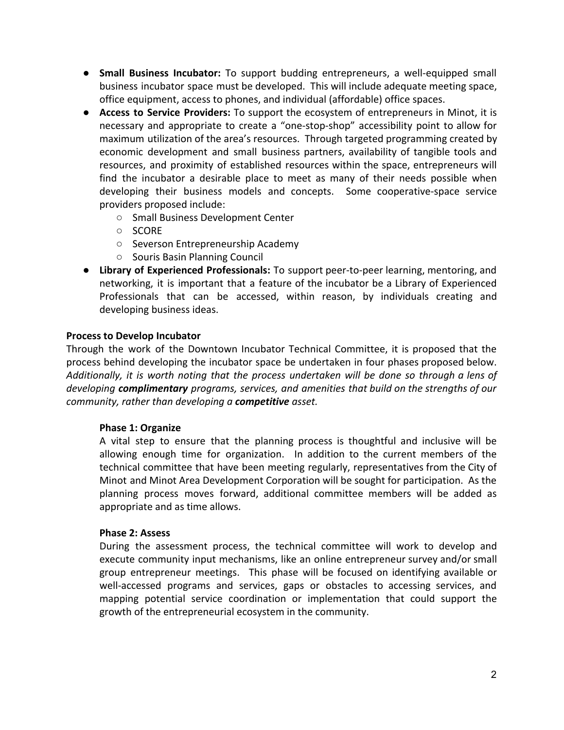- **Small Business Incubator:** To support budding entrepreneurs, a well-equipped small business incubator space must be developed. This will include adequate meeting space, office equipment, access to phones, and individual (affordable) office spaces.
- **Access to Service Providers:** To support the ecosystem of entrepreneurs in Minot, it is necessary and appropriate to create a "one-stop-shop" accessibility point to allow for maximum utilization of the area's resources. Through targeted programming created by economic development and small business partners, availability of tangible tools and resources, and proximity of established resources within the space, entrepreneurs will find the incubator a desirable place to meet as many of their needs possible when developing their business models and concepts. Some cooperative-space service providers proposed include:
    - Small Business Development Center
    - SCORE
    - Severson Entrepreneurship Academy
    - Souris Basin Planning Council
- **Library of Experienced Professionals:** To support peer-to-peer learning, mentoring, and networking, it is important that a feature of the incubator be a Library of Experienced Professionals that can be accessed, within reason, by individuals creating and developing business ideas.

**Process to Develop Incubator**

Through the work of the Downtown Incubator Technical Committee, it is proposed that the process behind developing the incubator space be undertaken in four phases proposed below. *Additionally, it is worth noting that the process undertaken will be done so through a lens of developing **complimentary** programs, services, and amenities that build on the strengths of our community, rather than developing a **competitive** asset.*

**Phase 1: Organize**

A vital step to ensure that the planning process is thoughtful and inclusive will be allowing enough time for organization. In addition to the current members of the technical committee that have been meeting regularly, representatives from the City of Minot and Minot Area Development Corporation will be sought for participation. As the planning process moves forward, additional committee members will be added as appropriate and as time allows.

**Phase 2: Assess**

During the assessment process, the technical committee will work to develop and execute community input mechanisms, like an online entrepreneur survey and/or small group entrepreneur meetings. This phase will be focused on identifying available or well-accessed programs and services, gaps or obstacles to accessing services, and mapping potential service coordination or implementation that could support the growth of the entrepreneurial ecosystem in the community.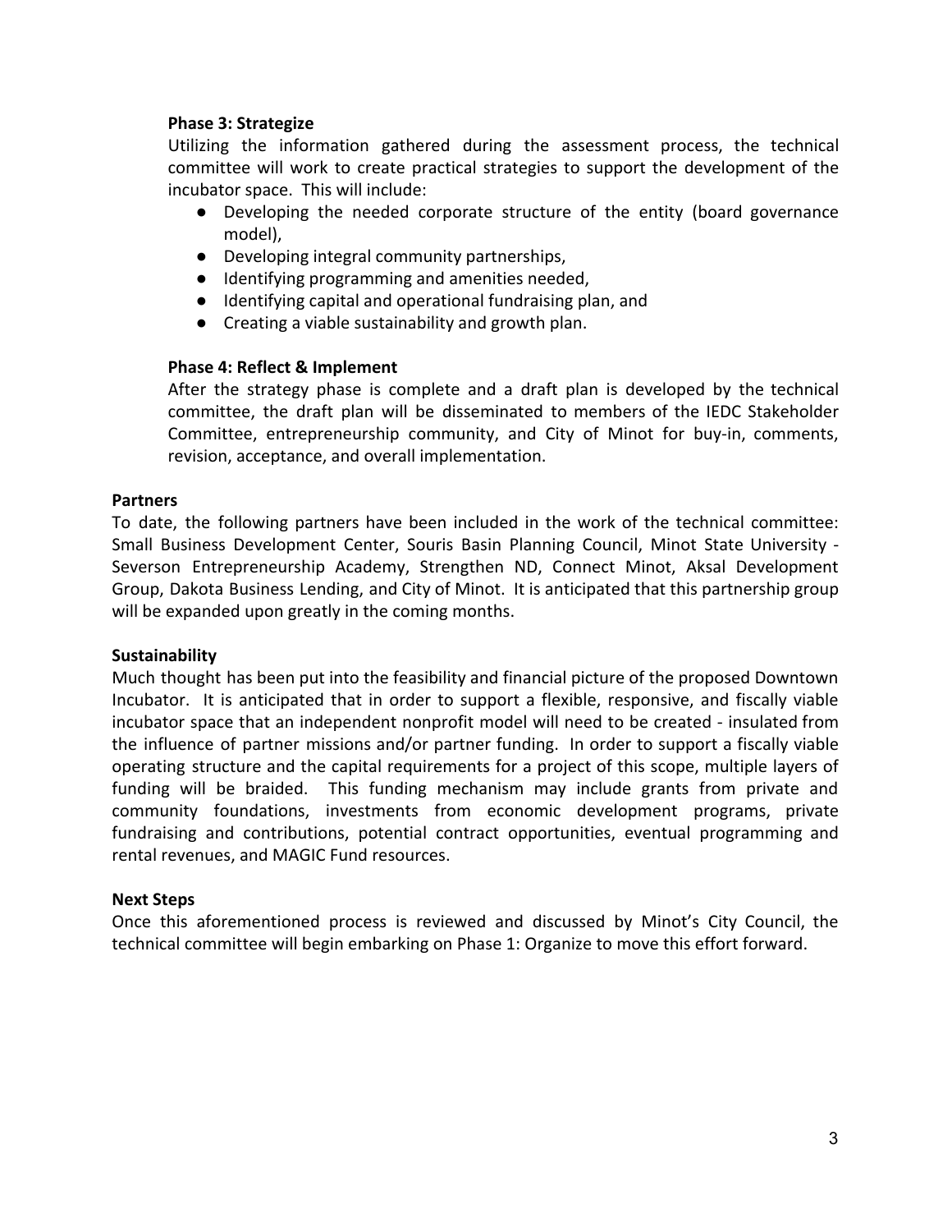**Phase 3: Strategize**

Utilizing the information gathered during the assessment process, the technical committee will work to create practical strategies to support the development of the incubator space. This will include:

- Developing the needed corporate structure of the entity (board governance model),
- Developing integral community partnerships,
- Identifying programming and amenities needed,
- Identifying capital and operational fundraising plan, and
- Creating a viable sustainability and growth plan.

**Phase 4: Reflect & Implement**

After the strategy phase is complete and a draft plan is developed by the technical committee, the draft plan will be disseminated to members of the IEDC Stakeholder Committee, entrepreneurship community, and City of Minot for buy-in, comments, revision, acceptance, and overall implementation.

**Partners**

To date, the following partners have been included in the work of the technical committee: Small Business Development Center, Souris Basin Planning Council, Minot State University - Severson Entrepreneurship Academy, Strengthen ND, Connect Minot, Aksal Development Group, Dakota Business Lending, and City of Minot. It is anticipated that this partnership group will be expanded upon greatly in the coming months.

**Sustainability**

Much thought has been put into the feasibility and financial picture of the proposed Downtown Incubator. It is anticipated that in order to support a flexible, responsive, and fiscally viable incubator space that an independent nonprofit model will need to be created - insulated from the influence of partner missions and/or partner funding. In order to support a fiscally viable operating structure and the capital requirements for a project of this scope, multiple layers of funding will be braided. This funding mechanism may include grants from private and community foundations, investments from economic development programs, private fundraising and contributions, potential contract opportunities, eventual programming and rental revenues, and MAGIC Fund resources.

**Next Steps**

Once this aforementioned process is reviewed and discussed by Minot's City Council, the technical committee will begin embarking on Phase 1: Organize to move this effort forward.